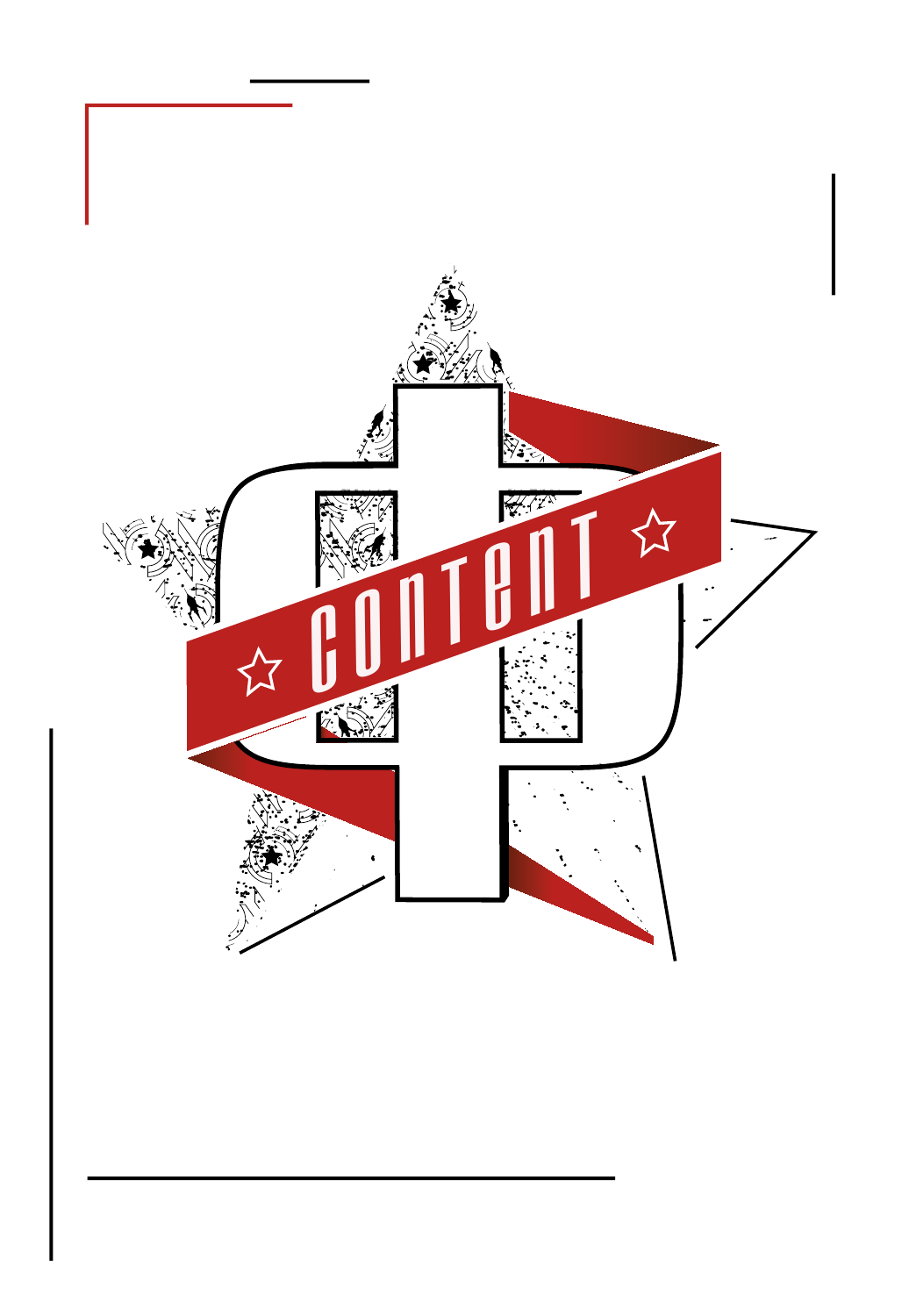CONTENT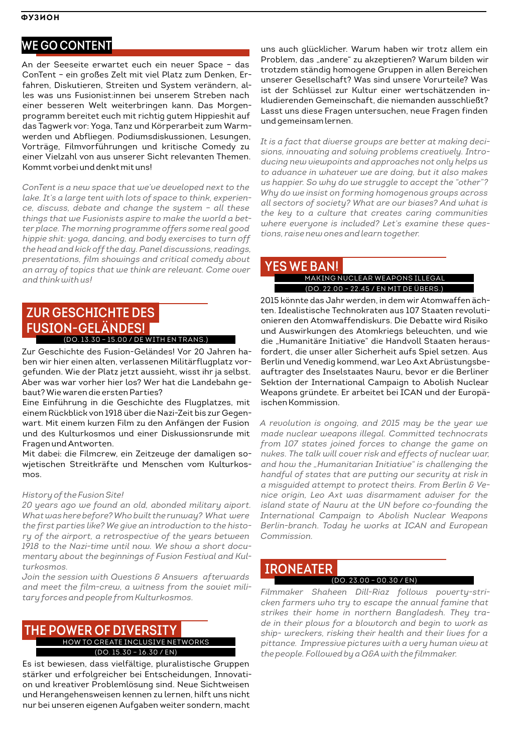## WE GO CONTENT

An der Seeseite erwartet euch ein neuer Space – das ConTent – ein großes Zelt mit viel Platz zum Denken, Erfahren, Diskutieren, Streiten und System verändern, alles was uns Fusionist:innen bei unserem Streben nach einer besseren Welt weiterbringen kann. Das Morgenprogramm bereitet euch mit richtig gutem Hippieshit auf das Tagwerk vor: Yoga, Tanz und Körperarbeit zum Warmwerden und Abfliegen. Podiumsdiskussionen, Lesungen, Vorträge, Filmvorführungen und kritische Comedy zu einer Vielzahl von aus unserer Sicht relevanten Themen. Kommt vorbei und denkt mit uns!

*ConTent is a new space that we've developed next to the lake. It's a large tent with lots of space to think, experience, discuss, debate and change the system – all these things that we Fusionists aspire to make the world a better place. The morning programme offers some real good hippie shit: yoga, dancing, and body exercises to turn off the head and kick off the day. Panel discussions, readings, presentations, film showings and critical comedy about an array of topics that we think are relevant. Come over and think with us!*

## ZUR GESCHICHTE DES FUSION-GELÄNDES!

(DO. 13.30 – 15.00 / DE WITH EN TRANS.)

Zur Geschichte des Fusion-Geländes! Vor 20 Jahren haben wir hier einen alten, verlassenen Militärflugplatz vorgefunden. Wie der Platz jetzt aussieht, wisst ihr ja selbst. Aber was war vorher hier los? Wer hat die Landebahn gebaut? Wie waren die ersten Parties?
Eine Einführung in die Geschichte des Flugplatzes, mit einem Rückblick von 1918 über die Nazi-Zeit bis zur Gegenwart. Mit einem kurzen Film zu den Anfängen der Fusion und des Kulturkosmos und einer Diskussionsrunde mit Fragen und Antworten.
Mit dabei: die Filmcrew, ein Zeitzeuge der damaligen sowjetischen Streitkräfte und Menschen vom Kulturkosmos.

*History of the Fusion Site!*
*20 years ago we found an old, abonded military aiport. What was here before? Who built the runway? What were the first parties like? We give an introduction to the history of the airport, a retrospective of the years between 1918 to the Nazi-time until now. We show a short documentary about the beginnings of Fusion Festival and Kulturkosmos.*
*Join the session with Questions & Answers afterwards and meet the film-crew, a witness from the soviet military forces and people from Kulturkosmos.*

## THE POWER OF DIVERSITY

HOW TO CREATE INCLUSIVE NETWORKS

(DO. 15.30 – 16.30 / EN)

Es ist bewiesen, dass vielfältige, pluralistische Gruppen stärker und erfolgreicher bei Entscheidungen, Innovation und kreativer Problemlösung sind. Neue Sichtweisen und Herangehensweisen kennen zu lernen, hilft uns nicht nur bei unseren eigenen Aufgaben weiter sondern, macht uns auch glücklicher. Warum haben wir trotz allem ein Problem, das „andere" zu akzeptieren? Warum bilden wir trotzdem ständig homogene Gruppen in allen Bereichen unserer Gesellschaft? Was sind unsere Vorurteile? Was ist der Schlüssel zur Kultur einer wertschätzenden inkludierenden Gemeinschaft, die niemanden ausschließt? Lasst uns diese Fragen untersuchen, neue Fragen finden und gemeinsam lernen.

*It is a fact that diverse groups are better at making decisions, innovating and solving problems creatively. Introducing new viewpoints and approaches not only helps us to advance in whatever we are doing, but it also makes us happier. So why do we struggle to accept the "other"? Why do we insist on forming homogenous groups across all sectors of society? What are our biases? And what is the key to a culture that creates caring communities where everyone is included? Let's examine these questions, raise new ones and learn together.*

## YES WE BAN!

MAKING NUCLEAR WEAPONS ILLEGAL

(DO. 22.00 – 22.45 / EN MIT DE ÜBERS.)

2015 könnte das Jahr werden, in dem wir Atomwaffen ächten. Idealistische Technokraten aus 107 Staaten revolutionieren den Atomwaffendiskurs. Die Debatte wird Risiko und Auswirkungen des Atomkriegs beleuchten, und wie die „Humanitäre Initiative" die Handvoll Staaten herausfordert, die unser aller Sicherheit aufs Spiel setzen. Aus Berlin und Venedig kommend, war Leo Axt Abrüstungsbeauftragter des Inselstaates Nauru, bevor er die Berliner Sektion der International Campaign to Abolish Nuclear Weapons gründete. Er arbeitet bei ICAN und der Europäischen Kommission.

*A revolution is ongoing, and 2015 may be the year we made nuclear weapons illegal. Committed technocrats from 107 states joined forces to change the game on nukes. The talk will cover risk and effects of nuclear war, and how the „Humanitarian Initiative" is challenging the handful of states that are putting our security at risk in a misguided attempt to protect theirs. From Berlin & Venice origin, Leo Axt was disarmament adviser for the island state of Nauru at the UN before co-founding the International Campaign to Abolish Nuclear Weapons Berlin-branch. Today he works at ICAN and European Commission.*

## IRONEATER

(DO. 23.00 – 00.30 / EN)

*Filmmaker Shaheen Dill-Riaz follows poverty-stricken farmers who try to escape the annual famine that strikes their home in northern Bangladesh. They trade in their plows for a blowtorch and begin to work as ship- wreckers, risking their health and their lives for a pittance. Impressive pictures with a very human view at the people. Followed by a Q&A with the filmmaker.*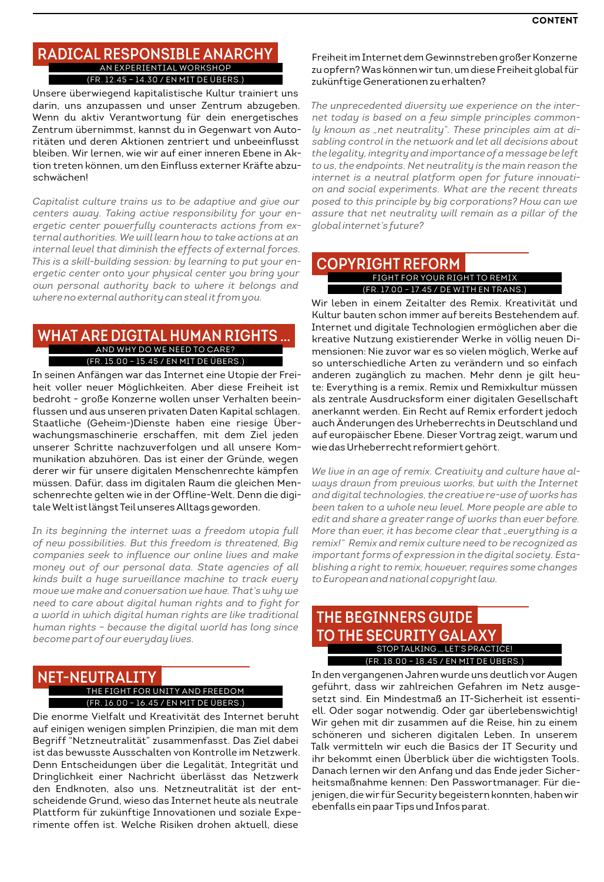## RADICAL RESPONSIBLE ANARCHY

AN EXPERIENTIAL WORKSHOP

(FR. 12.45 – 14.30 / EN MIT DE ÜBERS.)

Unsere überwiegend kapitalistische Kultur trainiert uns darin, uns anzupassen und unser Zentrum abzugeben. Wenn du aktiv Verantwortung für dein energetisches Zentrum übernimmst, kannst du in Gegenwart von Autoritäten und deren Aktionen zentriert und unbeeinflusst bleiben. Wir lernen, wie wir auf einer inneren Ebene in Aktion treten können, um den Einfluss externer Kräfte abzuschwächen!

*Capitalist culture trains us to be adaptive and give our centers away. Taking active responsibility for your energetic center powerfully counteracts actions from external authorities. We will learn how to take actions at an internal level that diminish the effects of external forces. This is a skill-building session: by learning to put your energetic center onto your physical center you bring your own personal authority back to where it belongs and where no external authority can steal it from you.*

## WHAT ARE DIGITAL HUMAN RIGHTS …

AND WHY DO WE NEED TO CARE?

(FR. 15.00 – 15.45 / EN MIT DE ÜBERS.)

In seinen Anfängen war das Internet eine Utopie der Freiheit voller neuer Möglichkeiten. Aber diese Freiheit ist bedroht - große Konzerne wollen unser Verhalten beeinflussen und aus unseren privaten Daten Kapital schlagen. Staatliche (Geheim-)Dienste haben eine riesige Überwachungsmaschinerie erschaffen, mit dem Ziel jeden unserer Schritte nachzuverfolgen und all unsere Kommunikation abzuhören. Das ist einer der Gründe, wegen derer wir für unsere digitalen Menschenrechte kämpfen müssen. Dafür, dass im digitalen Raum die gleichen Menschenrechte gelten wie in der Offline-Welt. Denn die digitale Welt ist längst Teil unseres Alltags geworden.

*In its beginning the internet was a freedom utopia full of new possibilities. But this freedom is threatened, Big companies seek to influence our online lives and make money out of our personal data. State agencies of all kinds built a huge surveillance machine to track every move we make and conversation we have. That's why we need to care about digital human rights and to fight for a world in which digital human rights are like traditional human rights – because the digital world has long since become part of our everyday lives.*

## NET-NEUTRALITY

THE FIGHT FOR UNITY AND FREEDOM

(FR. 16.00 – 16.45 / EN MIT DE ÜBERS.)

Die enorme Vielfalt und Kreativität des Internet beruht auf einigen wenigen simplen Prinzipien, die man mit dem Begriff "Netzneutralität" zusammenfasst. Das Ziel dabei ist das bewusste Ausschalten von Kontrolle im Netzwerk. Denn Entscheidungen über die Legalität, Integrität und Dringlichkeit einer Nachricht überlässt das Netzwerk den Endknoten, also uns. Netzneutralität ist der entscheidende Grund, wieso das Internet heute als neutrale Plattform für zukünftige Innovationen und soziale Experimente offen ist. Welche Risiken drohen aktuell, diese Freiheit im Internet dem Gewinnstreben großer Konzerne zu opfern? Was können wir tun, um diese Freiheit global für zukünftige Generationen zu erhalten?

*The unprecedented diversity we experience on the internet today is based on a few simple principles commonly known as „net neutrality". These principles aim at disabling control in the network and let all decisions about the legality, integrity and importance of a message be left to us, the endpoints. Net neutrality is the main reason the internet is a neutral platform open for future innovation and social experiments. What are the recent threats posed to this principle by big corporations? How can we assure that net neutrality will remain as a pillar of the global internet's future?*

## COPYRIGHT REFORM

FIGHT FOR YOUR RIGHT TO REMIX

(FR. 17.00 – 17.45 / DE WITH EN TRANS.)

Wir leben in einem Zeitalter des Remix. Kreativität und Kultur bauten schon immer auf bereits Bestehendem auf. Internet und digitale Technologien ermöglichen aber die kreative Nutzung existierender Werke in völlig neuen Dimensionen: Nie zuvor war es so vielen möglich, Werke auf so unterschiedliche Arten zu verändern und so einfach anderen zugänglich zu machen. Mehr denn je gilt heute: Everything is a remix. Remix und Remixkultur müssen als zentrale Ausdrucksform einer digitalen Gesellschaft anerkannt werden. Ein Recht auf Remix erfordert jedoch auch Änderungen des Urheberrechts in Deutschland und auf europäischer Ebene. Dieser Vortrag zeigt, warum und wie das Urheberrecht reformiert gehört.

*We live in an age of remix. Creativity and culture have always drawn from previous works, but with the Internet and digital technologies, the creative re-use of works has been taken to a whole new level. More people are able to edit and share a greater range of works than ever before. More than ever, it has become clear that „everything is a remix!" Remix and remix culture need to be recognized as important forms of expression in the digital society. Establishing a right to remix, however, requires some changes to European and national copyright law.*

## THE BEGINNERS GUIDE TO THE SECURITY GALAXY

STOP TALKING … LET'S PRACTICE!

(FR. 18.00 – 18.45 / EN MIT DE ÜBERS.)

In den vergangenen Jahren wurde uns deutlich vor Augen geführt, dass wir zahlreichen Gefahren im Netz ausgesetzt sind. Ein Mindestmaß an IT-Sicherheit ist essentiell. Oder sogar notwendig. Oder gar überlebenswichtig! Wir gehen mit dir zusammen auf die Reise, hin zu einem schöneren und sicheren digitalen Leben. In unserem Talk vermitteln wir euch die Basics der IT Security und ihr bekommt einen Überblick über die wichtigsten Tools. Danach lernen wir den Anfang und das Ende jeder Sicherheitsmaßnahme kennen: Den Passwortmanager. Für diejenigen, die wir für Security begeistern konnten, haben wir ebenfalls ein paar Tips und Infos parat.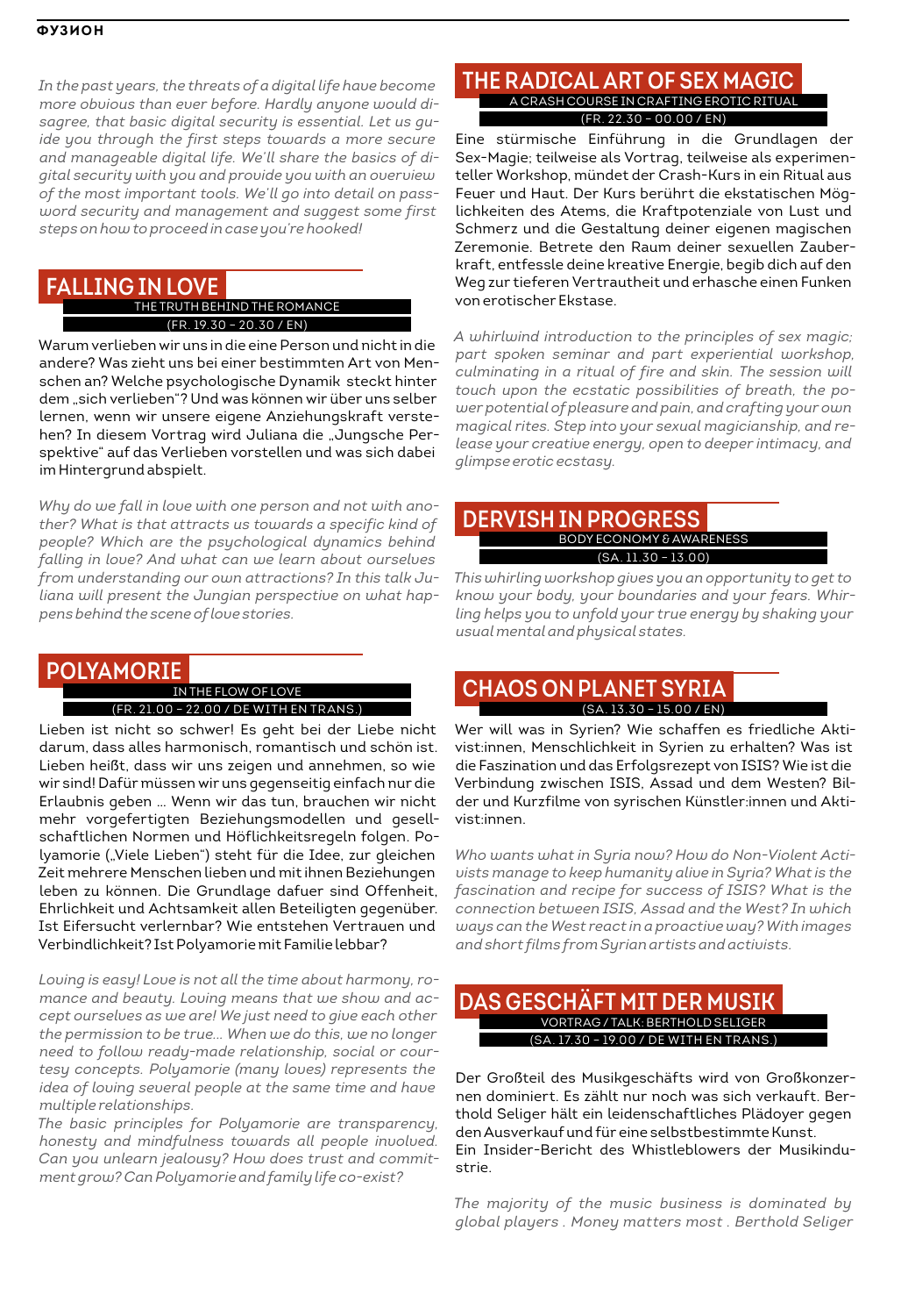*In the past years, the threats of a digital life have become more obvious than ever before. Hardly anyone would disagree, that basic digital security is essential. Let us guide you through the first steps towards a more secure and manageable digital life. We'll share the basics of digital security with you and provide you with an overview of the most important tools. We'll go into detail on password security and management and suggest some first steps on how to proceed in case you're hooked!*

## FALLING IN LOVE

THE TRUTH BEHIND THE ROMANCE

(FR. 19.30 – 20.30 / EN)

Warum verlieben wir uns in die eine Person und nicht in die andere? Was zieht uns bei einer bestimmten Art von Menschen an? Welche psychologische Dynamik steckt hinter dem „sich verlieben"? Und was können wir über uns selber lernen, wenn wir unsere eigene Anziehungskraft verstehen? In diesem Vortrag wird Juliana die „Jungsche Perspektive" auf das Verlieben vorstellen und was sich dabei im Hintergrund abspielt.

*Why do we fall in love with one person and not with another? What is that attracts us towards a specific kind of people? Which are the psychological dynamics behind falling in love? And what can we learn about ourselves from understanding our own attractions? In this talk Juliana will present the Jungian perspective on what happens behind the scene of love stories.*

## POLYAMORIE

IN THE FLOW OF LOVE

(FR. 21.00 – 22.00 / DE WITH EN TRANS.)

Lieben ist nicht so schwer! Es geht bei der Liebe nicht darum, dass alles harmonisch, romantisch und schön ist. Lieben heißt, dass wir uns zeigen und annehmen, so wie wir sind! Dafür müssen wir uns gegenseitig einfach nur die Erlaubnis geben ... Wenn wir das tun, brauchen wir nicht mehr vorgefertigten Beziehungsmodellen und gesellschaftlichen Normen und Höflichkeitsregeln folgen. Polyamorie („Viele Lieben") steht für die Idee, zur gleichen Zeit mehrere Menschen lieben und mit ihnen Beziehungen leben zu können. Die Grundlage dafuer sind Offenheit, Ehrlichkeit und Achtsamkeit allen Beteiligten gegenüber. Ist Eifersucht verlernbar? Wie entstehen Vertrauen und Verbindlichkeit? Ist Polyamorie mit Familie lebbar?

*Loving is easy! Love is not all the time about harmony, romance and beauty. Loving means that we show and accept ourselves as we are! We just need to give each other the permission to be true... When we do this, we no longer need to follow ready-made relationship, social or courtesy concepts. Polyamorie (many loves) represents the idea of loving several people at the same time and have multiple relationships.*

*The basic principles for Polyamorie are transparency, honesty and mindfulness towards all people involved. Can you unlearn jealousy? How does trust and commitment grow? Can Polyamorie and family life co-exist?*

## THE RADICAL ART OF SEX MAGIC

A CRASH COURSE IN CRAFTING EROTIC RITUAL

(FR. 22.30 – 00.00 / EN)

Eine stürmische Einführung in die Grundlagen der Sex-Magie; teilweise als Vortrag, teilweise als experimenteller Workshop, mündet der Crash-Kurs in ein Ritual aus Feuer und Haut. Der Kurs berührt die ekstatischen Möglichkeiten des Atems, die Kraftpotenziale von Lust und Schmerz und die Gestaltung deiner eigenen magischen Zeremonie. Betrete den Raum deiner sexuellen Zauberkraft, entfessle deine kreative Energie, begib dich auf den Weg zur tieferen Vertrautheit und erhasche einen Funken von erotischer Ekstase.

*A whirlwind introduction to the principles of sex magic; part spoken seminar and part experiential workshop, culminating in a ritual of fire and skin. The session will touch upon the ecstatic possibilities of breath, the power potential of pleasure and pain, and crafting your own magical rites. Step into your sexual magicianship, and release your creative energy, open to deeper intimacy, and glimpse erotic ecstasy.*

## DERVISH IN PROGRESS

BODY ECONOMY & AWARENESS

(SA. 11.30 – 13.00)

*This whirling workshop gives you an opportunity to get to know your body, your boundaries and your fears. Whirling helps you to unfold your true energy by shaking your usual mental and physical states.*

## CHAOS ON PLANET SYRIA

(SA. 13.30 – 15.00 / EN)

Wer will was in Syrien? Wie schaffen es friedliche Aktivist:innen, Menschlichkeit in Syrien zu erhalten? Was ist die Faszination und das Erfolgsrezept von ISIS? Wie ist die Verbindung zwischen ISIS, Assad und dem Westen? Bilder und Kurzfilme von syrischen Künstler:innen und Aktivist:innen.

*Who wants what in Syria now? How do Non-Violent Activists manage to keep humanity alive in Syria? What is the fascination and recipe for success of ISIS? What is the connection between ISIS, Assad and the West? In which ways can the West react in a proactive way? With images and short films from Syrian artists and activists.*

## DAS GESCHÄFT MIT DER MUSIK

VORTRAG / TALK: BERTHOLD SELIGER

(SA. 17.30 – 19.00 / DE WITH EN TRANS.)

Der Großteil des Musikgeschäfts wird von Großkonzernen dominiert. Es zählt nur noch was sich verkauft. Berthold Seliger hält ein leidenschaftliches Plädoyer gegen den Ausverkauf und für eine selbstbestimmte Kunst.
Ein Insider-Bericht des Whistleblowers der Musikindustrie.

*The majority of the music business is dominated by global players . Money matters most . Berthold Seliger*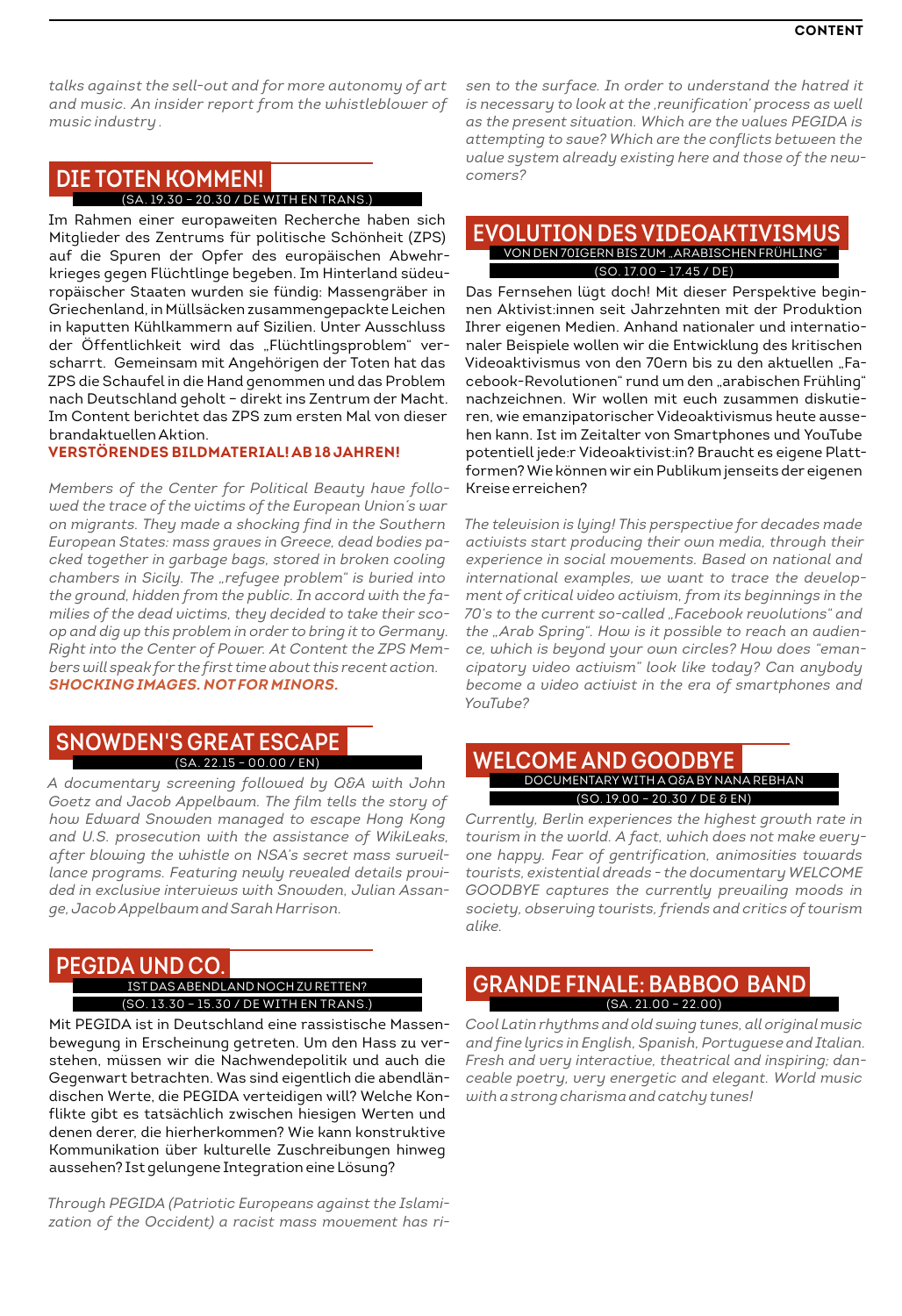*talks against the sell-out and for more autonomy of art and music. An insider report from the whistleblower of music industry .*

## DIE TOTEN KOMMEN!

(SA. 19.30 – 20.30 / DE WITH EN TRANS.)

Im Rahmen einer europaweiten Recherche haben sich Mitglieder des Zentrums für politische Schönheit (ZPS) auf die Spuren der Opfer des europäischen Abwehrkrieges gegen Flüchtlinge begeben. Im Hinterland südeuropäischer Staaten wurden sie fündig: Massengräber in Griechenland, in Müllsäcken zusammengepackte Leichen in kaputten Kühlkammern auf Sizilien. Unter Ausschluss der Öffentlichkeit wird das „Flüchtlingsproblem" verscharrt. Gemeinsam mit Angehörigen der Toten hat das ZPS die Schaufel in die Hand genommen und das Problem nach Deutschland geholt – direkt ins Zentrum der Macht. Im Content berichtet das ZPS zum ersten Mal von dieser brandaktuellen Aktion.

**VERSTÖRENDES BILDMATERIAL! AB 18 JAHREN!**

*Members of the Center for Political Beauty have followed the trace of the victims of the European Union's war on migrants. They made a shocking find in the Southern European States: mass graves in Greece, dead bodies packed together in garbage bags, stored in broken cooling chambers in Sicily. The „refugee problem" is buried into the ground, hidden from the public. In accord with the families of the dead victims, they decided to take their scoop and dig up this problem in order to bring it to Germany. Right into the Center of Power. At Content the ZPS Members will speak for the first time about this recent action.* ***SHOCKING IMAGES. NOT FOR MINORS.***

## SNOWDEN'S GREAT ESCAPE

(SA. 22.15 – 00.00 / EN)

*A documentary screening followed by Q&A with John Goetz and Jacob Appelbaum. The film tells the story of how Edward Snowden managed to escape Hong Kong and U.S. prosecution with the assistance of WikiLeaks, after blowing the whistle on NSA's secret mass surveillance programs. Featuring newly revealed details provided in exclusive interviews with Snowden, Julian Assange, Jacob Appelbaum and Sarah Harrison.*

## PEGIDA UND CO.

IST DAS ABENDLAND NOCH ZU RETTEN?

(SO. 13.30 – 15.30 / DE WITH EN TRANS.)

Mit PEGIDA ist in Deutschland eine rassistische Massenbewegung in Erscheinung getreten. Um den Hass zu verstehen, müssen wir die Nachwendepolitik und auch die Gegenwart betrachten. Was sind eigentlich die abendländischen Werte, die PEGIDA verteidigen will? Welche Konflikte gibt es tatsächlich zwischen hiesigen Werten und denen derer, die hierherkommen? Wie kann konstruktive Kommunikation über kulturelle Zuschreibungen hinweg aussehen? Ist gelungene Integration eine Lösung?

*Through PEGIDA (Patriotic Europeans against the Islamization of the Occident) a racist mass movement has risen to the surface. In order to understand the hatred it is necessary to look at the ‚reunification' process as well as the present situation. Which are the values PEGIDA is attempting to save? Which are the conflicts between the value system already existing here and those of the newcomers?*

## EVOLUTION DES VIDEOAKTIVISMUS

VON DEN 70IGERN BIS ZUM „ARABISCHEN FRÜHLING"

(SO. 17.00 – 17.45 / DE)

Das Fernsehen lügt doch! Mit dieser Perspektive beginnen Aktivist:innen seit Jahrzehnten mit der Produktion Ihrer eigenen Medien. Anhand nationaler und internationaler Beispiele wollen wir die Entwicklung des kritischen Videoaktivismus von den 70ern bis zu den aktuellen „Facebook-Revolutionen" rund um den „arabischen Frühling" nachzeichnen. Wir wollen mit euch zusammen diskutieren, wie emanzipatorischer Videoaktivismus heute aussehen kann. Ist im Zeitalter von Smartphones und YouTube potentiell jede:r Videoaktivist:in? Braucht es eigene Plattformen? Wie können wir ein Publikum jenseits der eigenen Kreise erreichen?

*The television is lying! This perspective for decades made activists start producing their own media, through their experience in social movements. Based on national and international examples, we want to trace the development of critical video activism, from its beginnings in the 70's to the current so-called „Facebook revolutions" and the „Arab Spring". How is it possible to reach an audience, which is beyond your own circles? How does "emancipatory video activism" look like today? Can anybody become a video activist in the era of smartphones and YouTube?*

## WELCOME AND GOODBYE

DOCUMENTARY WITH A Q&A BY NANA REBHAN

(SO. 19.00 – 20.30 / DE & EN)

*Currently, Berlin experiences the highest growth rate in tourism in the world. A fact, which does not make everyone happy. Fear of gentrification, animosities towards tourists, existential dreads - the documentary WELCOME GOODBYE captures the currently prevailing moods in society, observing tourists, friends and critics of tourism alike.*

## GRANDE FINALE: BABBOO BAND

(SA. 21.00 – 22.00)

*Cool Latin rhythms and old swing tunes, all original music and fine lyrics in English, Spanish, Portuguese and Italian. Fresh and very interactive, theatrical and inspiring; danceable poetry, very energetic and elegant. World music with a strong charisma and catchy tunes!*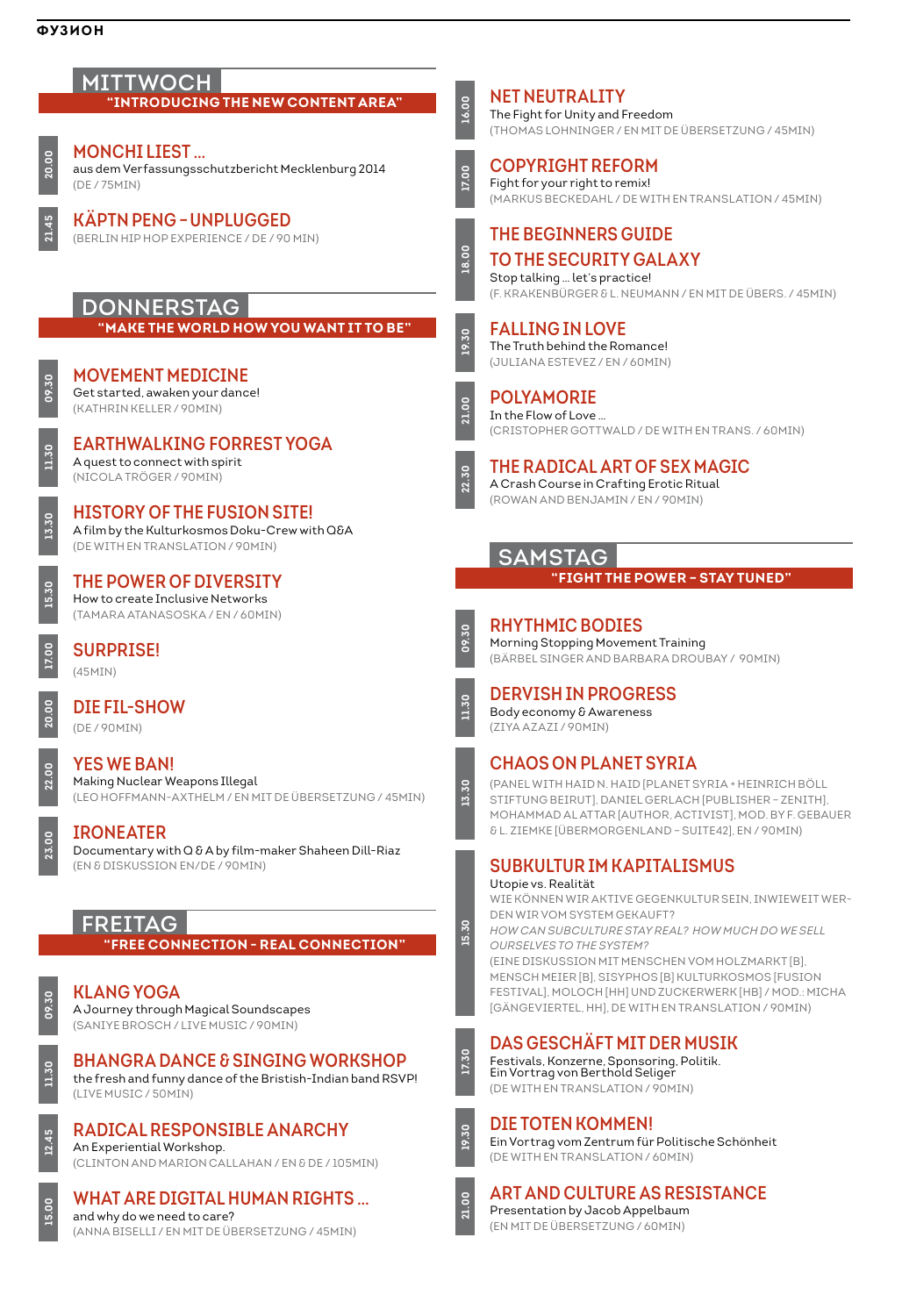**ФУЗИОН**

## MITTWOCH

**"INTRODUCING THE NEW CONTENT AREA"**

**20.00** — **MONCHI LIEST ...**
aus dem Verfassungsschutzbericht Mecklenburg 2014
(DE / 75MIN)

**21.45** — **KÄPTN PENG - UNPLUGGED**
(BERLIN HIP HOP EXPERIENCE / DE / 90 MIN)

## DONNERSTAG

**"MAKE THE WORLD HOW YOU WANT IT TO BE"**

**09.30** — **MOVEMENT MEDICINE**
Get started, awaken your dance!
(KATHRIN KELLER / 90MIN)

**11.30** — **EARTHWALKING FORREST YOGA**
A quest to connect with spirit
(NICOLA TRÖGER / 90MIN)

**13.30** — **HISTORY OF THE FUSION SITE!**
A film by the Kulturkosmos Doku-Crew with Q&A
(DE WITH EN TRANSLATION / 90MIN)

**15.30** — **THE POWER OF DIVERSITY**
How to create Inclusive Networks
(TAMARA ATANASOSKA / EN / 60MIN)

**17.00** — **SURPRISE!**
(45MIN)

**20.00** — **DIE FIL-SHOW**
(DE / 90MIN)

**22.00** — **YES WE BAN!**
Making Nuclear Weapons Illegal
(LEO HOFFMANN-AXTHELM / EN MIT DE ÜBERSETZUNG / 45MIN)

**23.00** — **IRONEATER**
Documentary with Q & A by film-maker Shaheen Dill-Riaz
(EN & DISKUSSION EN/DE / 90MIN)

## FREITAG

**"FREE CONNECTION - REAL CONNECTION"**

**09.30** — **KLANG YOGA**
A Journey through Magical Soundscapes
(SANIYE BROSCH / LIVE MUSIC / 90MIN)

**11.30** — **BHANGRA DANCE & SINGING WORKSHOP**
the fresh and funny dance of the Bristish-Indian band RSVP!
(LIVE MUSIC / 50MIN)

**12.45** — **RADICAL RESPONSIBLE ANARCHY**
An Experiential Workshop.
(CLINTON AND MARION CALLAHAN / EN & DE / 105MIN)

**15.00** — **WHAT ARE DIGITAL HUMAN RIGHTS ...**
and why do we need to care?
(ANNA BISELLI / EN MIT DE ÜBERSETZUNG / 45MIN)

**16.00** — **NET NEUTRALITY**
The Fight for Unity and Freedom
(THOMAS LOHNINGER / EN MIT DE ÜBERSETZUNG / 45MIN)

**17.00** — **COPYRIGHT REFORM**
Fight for your right to remix!
(MARKUS BECKEDAHL / DE WITH EN TRANSLATION / 45MIN)

**18.00** — **THE BEGINNERS GUIDE TO THE SECURITY GALAXY**
Stop talking ... let's practice!
(F. KRAKENBÜRGER & L. NEUMANN / EN MIT DE ÜBERS. / 45MIN)

**19.30** — **FALLING IN LOVE**
The Truth behind the Romance!
(JULIANA ESTEVEZ / EN / 60MIN)

**21.00** — **POLYAMORIE**
In the Flow of Love ...
(CRISTOPHER GOTTWALD / DE WITH EN TRANS. / 60MIN)

**22.30** — **THE RADICAL ART OF SEX MAGIC**
A Crash Course in Crafting Erotic Ritual
(ROWAN AND BENJAMIN / EN / 90MIN)

## SAMSTAG

**"FIGHT THE POWER - STAY TUNED"**

**09.30** — **RHYTHMIC BODIES**
Morning Stopping Movement Training
(BÄRBEL SINGER AND BARBARA DROUBAY / 90MIN)

**11.30** — **DERVISH IN PROGRESS**
Body economy & Awareness
(ZIYA AZAZI / 90MIN)

**13.30** — **CHAOS ON PLANET SYRIA**
(PANEL WITH HAID N. HAID [PLANET SYRIA + HEINRICH BÖLL STIFTUNG BEIRUT], DANIEL GERLACH [PUBLISHER - ZENITH], MOHAMMAD AL ATTAR [AUTHOR, ACTIVIST], MOD. BY F. GEBAUER & L. ZIEMKE [ÜBERMORGENLAND - SUITE42], EN / 90MIN)

**15.30** — **SUBKULTUR IM KAPITALISMUS**
Utopie vs. Realität
WIE KÖNNEN WIR AKTIVE GEGENKULTUR SEIN, INWIEWEIT WERDEN WIR VOM SYSTEM GEKAUFT?
*HOW CAN SUBCULTURE STAY REAL? HOW MUCH DO WE SELL OURSELVES TO THE SYSTEM?*
(EINE DISKUSSION MIT MENSCHEN VOM HOLZMARKT [B], MENSCH MEIER [B], SISYPHOS [B] KULTURKOSMOS [FUSION FESTIVAL], MOLOCH [HH] UND ZUCKERWERK [HB] / MOD.: MICHA [GÄNGEVIERTEL, HH], DE WITH EN TRANSLATION / 90MIN)

**17.30** — **DAS GESCHÄFT MIT DER MUSIK**
Festivals, Konzerne, Sponsoring, Politik.
Ein Vortrag von Berthold Seliger
(DE WITH EN TRANSLATION / 90MIN)

**19.30** — **DIE TOTEN KOMMEN!**
Ein Vortrag vom Zentrum für Politische Schönheit
(DE WITH EN TRANSLATION / 60MIN)

**21.00** — **ART AND CULTURE AS RESISTANCE**
Presentation by Jacob Appelbaum
(EN MIT DE ÜBERSETZUNG / 60MIN)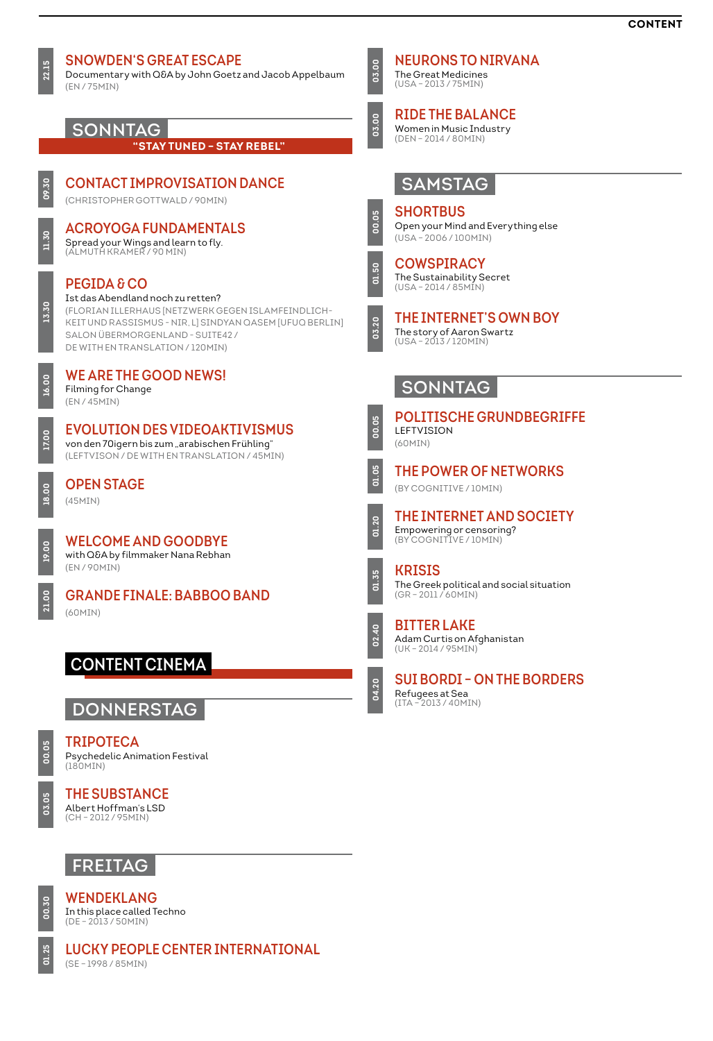**CONTENT**

22.15
## SNOWDEN'S GREAT ESCAPE
Documentary with Q&A by John Goetz and Jacob Appelbaum
(EN / 75MIN)

## SONNTAG
**"STAY TUNED – STAY REBEL"**

09.30
### CONTACT IMPROVISATION DANCE
(CHRISTOPHER GOTTWALD / 90MIN)

11.30
### ACROYOGA FUNDAMENTALS
Spread your Wings and learn to fly.
(ALMUTH KRAMER / 90 MIN)

13.30
### PEGIDA & CO
Ist das Abendland noch zu retten?
(FLORIAN ILLERHAUS [NETZWERK GEGEN ISLAMFEINDLICHKEIT UND RASSISMUS - NIR, L] SINDYAN QASEM [UFUQ BERLIN] SALON ÜBERMORGENLAND - SUITE42 / DE WITH EN TRANSLATION / 120MIN)

16.00
### WE ARE THE GOOD NEWS!
Filming for Change
(EN / 45MIN)

17.00
### EVOLUTION DES VIDEOAKTIVISMUS
von den 70igern bis zum „arabischen Frühling"
(LEFTVISON / DE WITH EN TRANSLATION / 45MIN)

18.00
### OPEN STAGE
(45MIN)

19.00
### WELCOME AND GOODBYE
with Q&A by filmmaker Nana Rebhan
(EN / 90MIN)

21.00
### GRANDE FINALE: BABBOO BAND
(60MIN)

# CONTENT CINEMA

## DONNERSTAG

00.05
### TRIPOTECA
Psychedelic Animation Festival
(180MIN)

03.05
### THE SUBSTANCE
Albert Hoffman's LSD
(CH – 2012 / 95MIN)

## FREITAG

00.30
### WENDEKLANG
In this place called Techno
(DE – 2013 / 50MIN)

01.25
### LUCKY PEOPLE CENTER INTERNATIONAL
(SE – 1998 / 85MIN)

03.00
### NEURONS TO NIRVANA
The Great Medicines
(USA – 2013 / 75MIN)

03.00
### RIDE THE BALANCE
Women in Music Industry
(DEN – 2014 / 80MIN)

## SAMSTAG

00.05
### SHORTBUS
Open your Mind and Everything else
(USA – 2006 / 100MIN)

01.50
### COWSPIRACY
The Sustainability Secret
(USA – 2014 / 85MIN)

03.20
### THE INTERNET'S OWN BOY
The story of Aaron Swartz
(USA – 2013 / 120MIN)

## SONNTAG

00.05
### POLITISCHE GRUNDBEGRIFFE
LEFTVISION
(60MIN)

01.05
### THE POWER OF NETWORKS
(BY COGNITIVE / 10MIN)

01.20
### THE INTERNET AND SOCIETY
Empowering or censoring?
(BY COGNITIVE / 10MIN)

01.35
### KRISIS
The Greek political and social situation
(GR – 2011 / 60MIN)

02.40
### BITTER LAKE
Adam Curtis on Afghanistan
(UK – 2014 / 95MIN)

04.20
### SUI BORDI – ON THE BORDERS
Refugees at Sea
(ITA – 2013 / 40MIN)